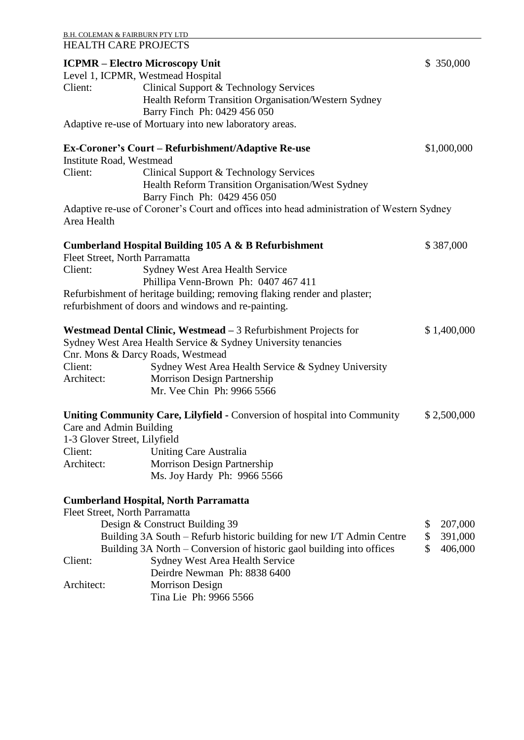B.H. COLEMAN & FAIRBURN PTY LTD

## HEALTH CARE PROJECTS

**ICPMR – Electro Microscopy Unit** $ 350,000

Level 1, ICPMR, Westmead Hospital

Client: Clinical Support & Technology Services
Health Reform Transition Organisation/Western Sydney
Barry Finch Ph: 0429 456 050

Adaptive re-use of Mortuary into new laboratory areas.

**Ex-Coroner's Court – Refurbishment/Adaptive Re-use** $1,000,000

Institute Road, Westmead

Client: Clinical Support & Technology Services
Health Reform Transition Organisation/West Sydney
Barry Finch Ph: 0429 456 050

Adaptive re-use of Coroner's Court and offices into head administration of Western Sydney Area Health

**Cumberland Hospital Building 105 A & B Refurbishment** $ 387,000

Fleet Street, North Parramatta

Client: Sydney West Area Health Service
Phillipa Venn-Brown Ph: 0407 467 411

Refurbishment of heritage building; removing flaking render and plaster; refurbishment of doors and windows and re-painting.

**Westmead Dental Clinic, Westmead** – 3 Refurbishment Projects for Sydney West Area Health Service & Sydney University tenancies $ 1,400,000

Cnr. Mons & Darcy Roads, Westmead

Client: Sydney West Area Health Service & Sydney University
Architect: Morrison Design Partnership
Mr. Vee Chin Ph: 9966 5566

**Uniting Community Care, Lilyfield** - Conversion of hospital into Community Care and Admin Building $ 2,500,000

1-3 Glover Street, Lilyfield

Client: Uniting Care Australia
Architect: Morrison Design Partnership
Ms. Joy Hardy Ph: 9966 5566

**Cumberland Hospital, North Parramatta**

Fleet Street, North Parramatta

- Design & Construct Building 39 $ 207,000
- Building 3A South – Refurb historic building for new I/T Admin Centre $ 391,000
- Building 3A North – Conversion of historic gaol building into offices $ 406,000

Client: Sydney West Area Health Service
Deirdre Newman Ph: 8838 6400
Architect: Morrison Design
Tina Lie Ph: 9966 5566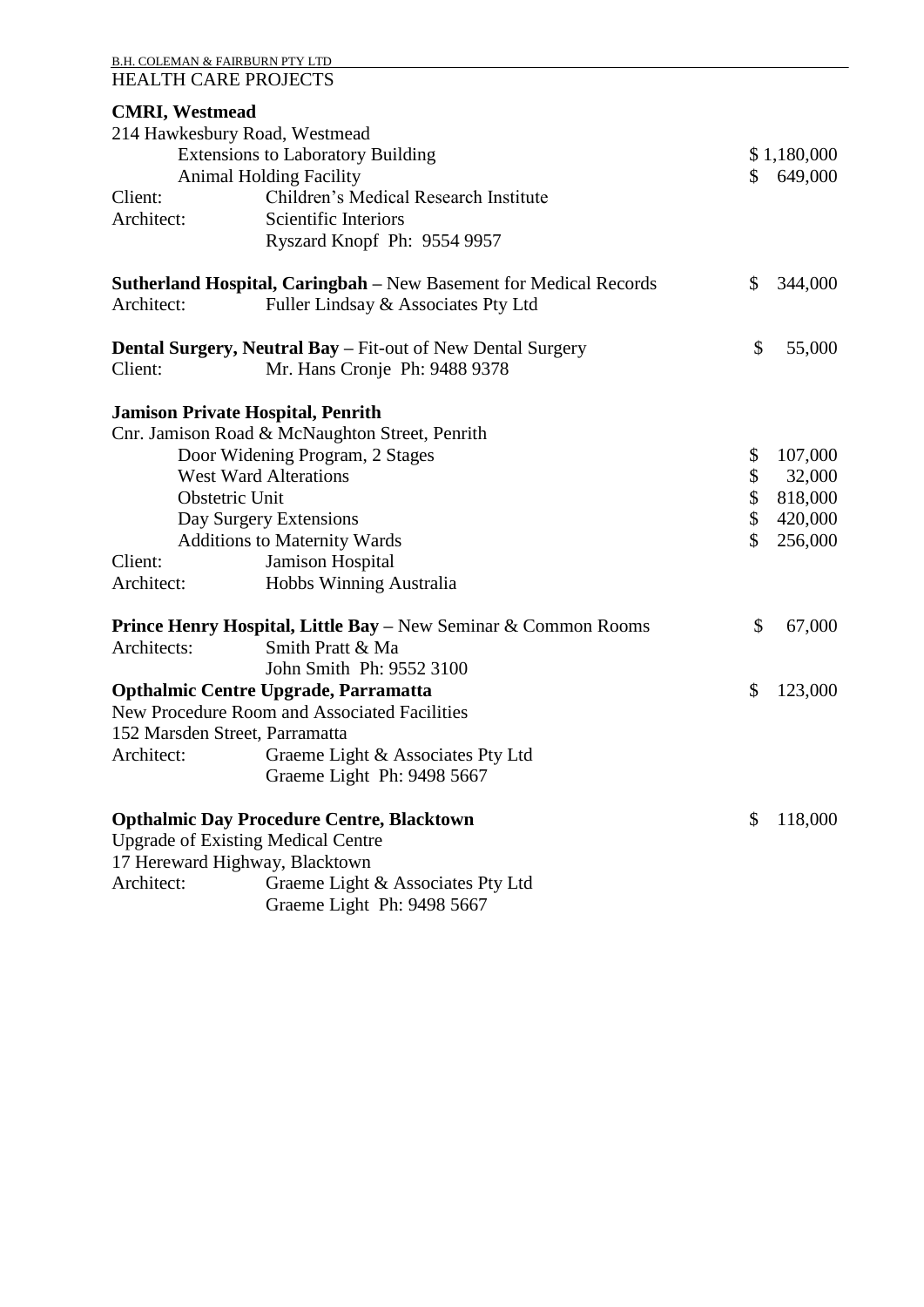HEALTH CARE PROJECTS

**CMRI, Westmead**
214 Hawkesbury Road, Westmead

| | | |
|---|---|---|
| | Extensions to Laboratory Building | $ 1,180,000 |
| | Animal Holding Facility | $ 649,000 |
| Client: | Children's Medical Research Institute | |
| Architect: | Scientific Interiors | |
| | Ryszard Knopf Ph: 9554 9957 | |

**Sutherland Hospital, Caringbah** – New Basement for Medical Records $ 344,000
Architect: Fuller Lindsay & Associates Pty Ltd

**Dental Surgery, Neutral Bay –** Fit-out of New Dental Surgery $ 55,000
Client: Mr. Hans Cronje Ph: 9488 9378

**Jamison Private Hospital, Penrith**
Cnr. Jamison Road & McNaughton Street, Penrith

| | | |
|---|---|---|
| | Door Widening Program, 2 Stages | $ 107,000 |
| | West Ward Alterations | $ 32,000 |
| | Obstetric Unit | $ 818,000 |
| | Day Surgery Extensions | $ 420,000 |
| | Additions to Maternity Wards | $ 256,000 |
| Client: | Jamison Hospital | |
| Architect: | Hobbs Winning Australia | |

**Prince Henry Hospital, Little Bay** – New Seminar & Common Rooms $ 67,000
Architects: Smith Pratt & Ma
John Smith Ph: 9552 3100

**Opthalmic Centre Upgrade, Parramatta** $ 123,000
New Procedure Room and Associated Facilities
152 Marsden Street, Parramatta
Architect: Graeme Light & Associates Pty Ltd
Graeme Light Ph: 9498 5667

**Opthalmic Day Procedure Centre, Blacktown** $ 118,000
Upgrade of Existing Medical Centre
17 Hereward Highway, Blacktown
Architect: Graeme Light & Associates Pty Ltd
Graeme Light Ph: 9498 5667